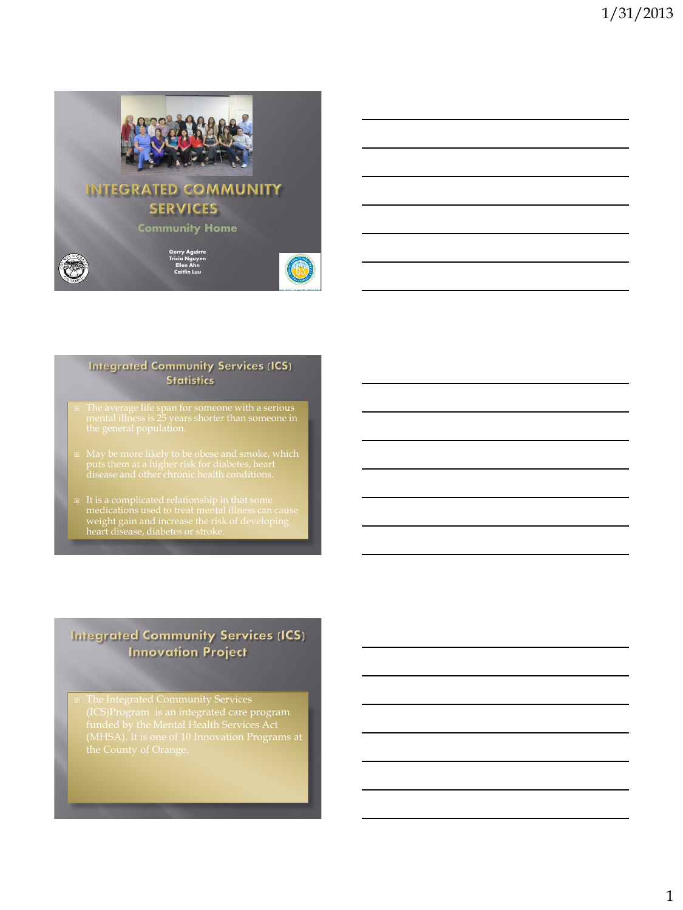# INTEGRATED COMMUNITY SERVICES

## Community Home

Gerry Aguirre
Tricia Nguyen
Ellen Ahn
Caitlin Luu

## Integrated Community Services (ICS) Statistics

- The average life span for someone with a serious mental illness is 25 years shorter than someone in the general population.
- May be more likely to be obese and smoke, which puts them at a higher risk for diabetes, heart disease and other chronic health conditions.
- It is a complicated relationship in that some medications used to treat mental illness can cause weight gain and increase the risk of developing heart disease, diabetes or stroke.

## Integrated Community Services (ICS) Innovation Project

- The Integrated Community Services (ICS)Program is an integrated care program funded by the Mental Health Services Act (MHSA). It is one of 10 Innovation Programs at the County of Orange.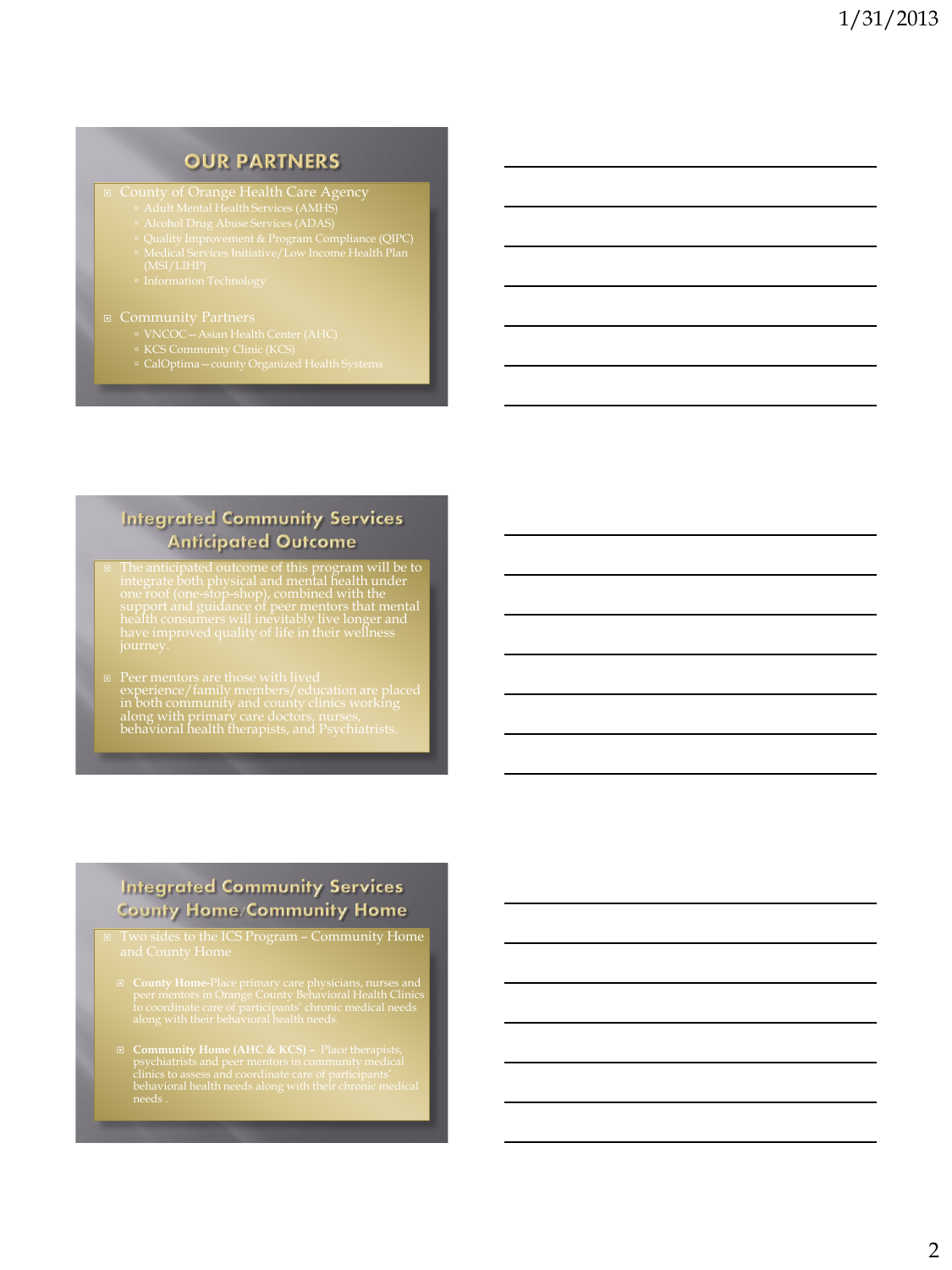## OUR PARTNERS

- County of Orange Health Care Agency
  - Adult Mental Health Services (AMHS)
  - Alcohol Drug Abuse Services (ADAS)
  - Quality Improvement & Program Compliance (QIPC)
  - Medical Services Initiative/Low Income Health Plan (MSI/LIHP)
  - Information Technology
- Community Partners
  - VNCOC—Asian Health Center (AHC)
  - KCS Community Clinic (KCS)
  - CalOptima—county Organized Health Systems

## Integrated Community Services Anticipated Outcome

- The anticipated outcome of this program will be to integrate both physical and mental health under one roof (one-stop-shop), combined with the support and guidance of peer mentors that mental health consumers will inevitably live longer and have improved quality of life in their wellness journey.
- Peer mentors are those with lived experience/family members/education are placed in both community and county clinics working along with primary care doctors, nurses, behavioral health therapists, and Psychiatrists.

## Integrated Community Services County Home/Community Home

- Two sides to the ICS Program – Community Home and County Home
  - **County Home**-Place primary care physicians, nurses and peer mentors in Orange County Behavioral Health Clinics to coordinate care of participants' chronic medical needs along with their behavioral health needs.
  - **Community Home (AHC & KCS) –** Place therapists, psychiatrists and peer mentors in community medical clinics to assess and coordinate care of participants' behavioral health needs along with their chronic medical needs .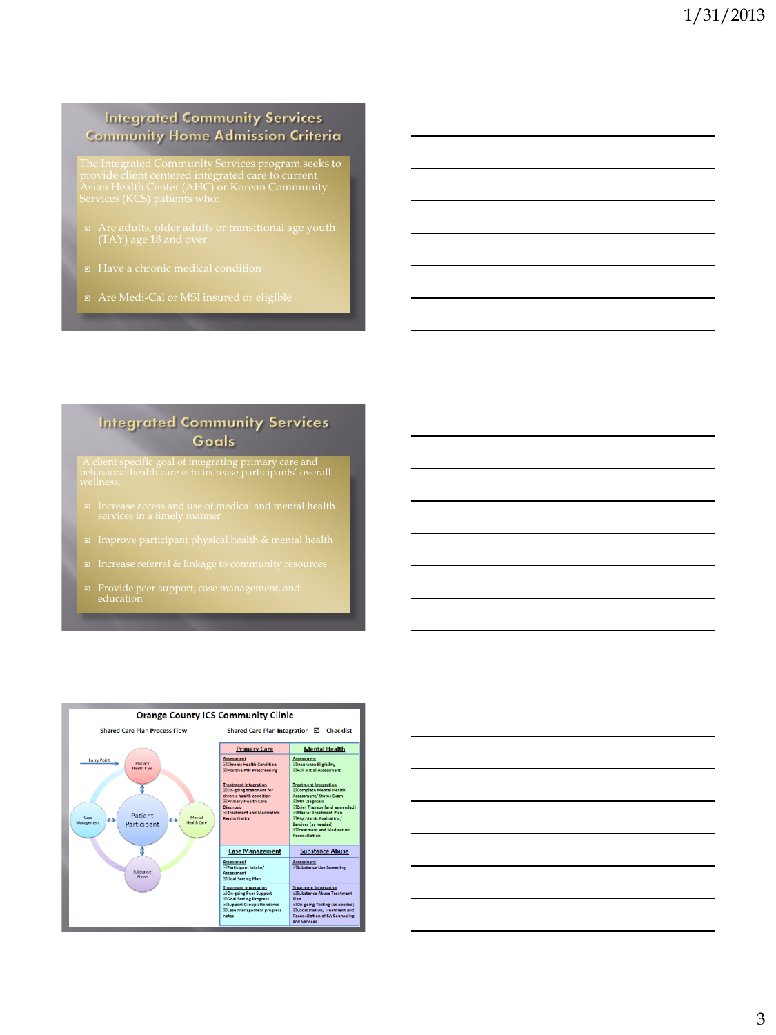## Integrated Community Services Community Home Admission Criteria

The Integrated Community Services program seeks to provide client centered integrated care to current Asian Health Center (AHC) or Korean Community Services (KCS) patients who:

- Are adults, older adults or transitional age youth (TAY) age 18 and over
- Have a chronic medical condition
- Are Medi-Cal or MSI insured or eligible

## Integrated Community Services Goals

A client specific goal of integrating primary care and behavioral health care is to increase participants' overall wellness.

- Increase access and use of medical and mental health services in a timely manner
- Improve participant physical health & mental health
- Increase referral & linkage to community resources
- Provide peer support, case management, and education

## Orange County ICS Community Clinic

Shared Care Plan Process Flow

Entry Point → Primary Health Care; Patient Participant ↔ Primary Health Care, Mental Health Care, Substance Abuse, Case Management

Shared Care Plan Integration ☑ Checklist

| Primary Care | Mental Health |
|---|---|
| Assessment<br>☑Chronic Health Condition<br>☑Positive MH Prescreening | Assessment<br>☑Insurance Eligibility<br>☑Full Initial Assessment |
| Treatment Integration<br>☑On-going treatment for chronic health condition<br>☑Primary Health Care Diagnosis<br>☑Treatment and Medication Reconciliation | Treatment Integration<br>☑Complete Mental Health Assessment/ Status Exam<br>☑MH Diagnosis<br>☑Brief Therapy (and as needed)<br>☑Master Treatment Plan<br>☑Psychiatric Evaluation/ Services (as needed)<br>☑Treatment and Medication Reconciliation |
| **Case Management** | **Substance Abuse** |
| Assessment<br>☑Participant Intake/ Assessment<br>☑Goal Setting Plan | Assessment<br>☑Substance Use Screening |
| Treatment Integration<br>☑On-going Peer Support<br>☑Goal Setting Progress<br>☑Support Group attendance<br>☑Case Management progress notes | Treatment Integration<br>☑Substance Abuse Treatment Plan<br>☑On-going Testing (as needed)<br>☑Coordination, Treatment and Reconciliation of SA Counseling and Services |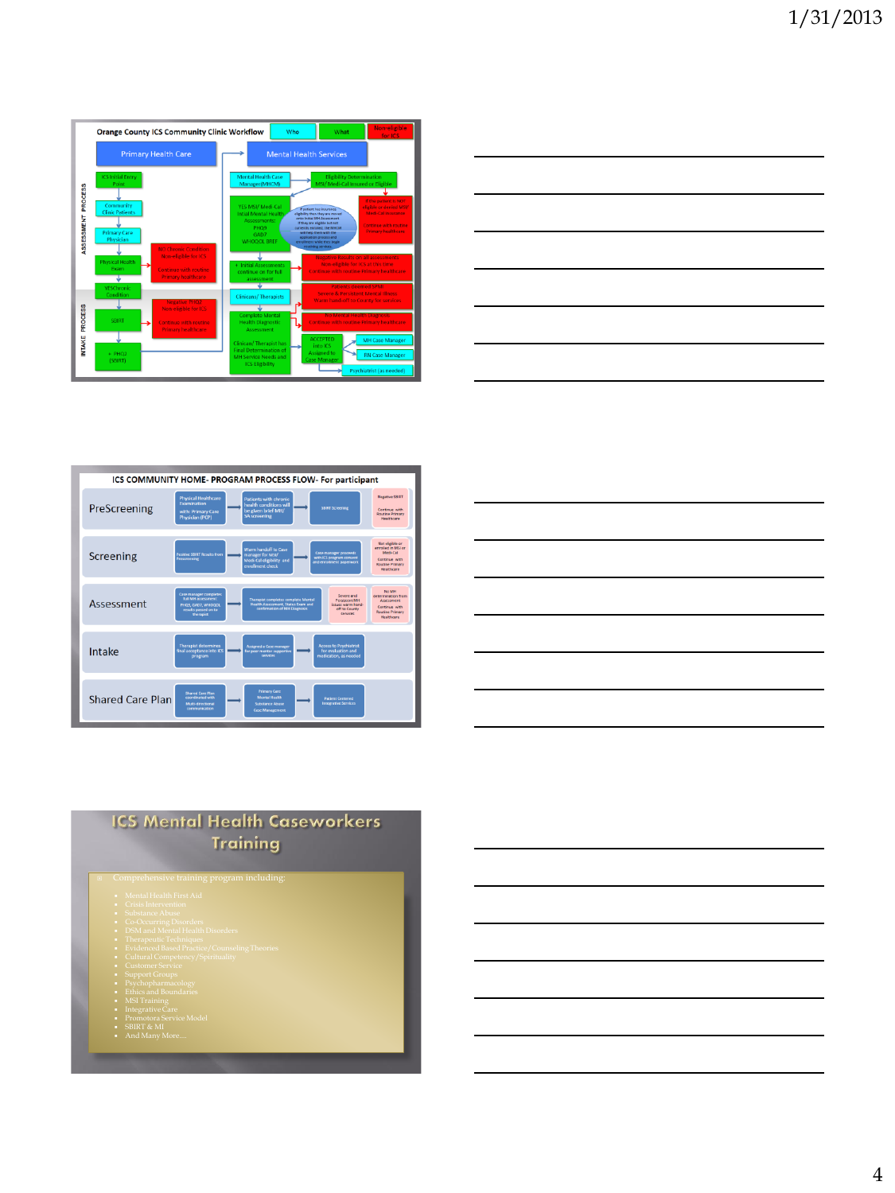## Orange County ICS Community Clinic Workflow

Who | What | Non-eligible for ICS

**Primary Health Care** | **Mental Health Services**

ASSESSMENT PROCESS / INTAKE PROCESS

- ICS Initial Entry Point
- Community Clinic Patients
- Primary Care Physician
- Physical Health Exam → NO Chronic Condition Non-eligible for ICS. Continue with routine Primary healthcare
- YES Chronic Condition
- SBIRT → Negative PHQ9 Non-eligible for ICS. Continue with routine Primary healthcare
- + PHQ2 (SBIRT)

- Mental Health Case Manager (MHCM)
- Eligibility Determination MSI/ Medi-Cal Insured or Eligible → If the patient is NOT eligible or enrolled MSI/ Medi-Cal insurance. Continue with routine Primary healthcare
- YES MSI/ Medi-Cal Initial Mental Health Assessments: PHQ9, GAD7, WHOQOL BREF
- + Initial Assessments continue on for full assessment → Negative Results on all assessments Non-eligible for ICS at this time. Continue with routine primary healthcare
- Clinician/ Therapists → Patients deemed SPMI Severe & Persistent Mental Illness. Warm hand-off to County for services
- Complete Mental Health Diagnostic Assessment → No Mental Health Diagnosis. Continue with routine primary healthcare
- Clinician/ Therapist has Final Determination of MH Service Needs and ICS eligibility
- ACCEPTED into ICS. Assigned to Case Manager → MH Case Manager; RN Case Manager; Psychiatrist (as needed)

## ICS COMMUNITY HOME- PROGRAM PROCESS FLOW- For participant

| Stage | | | | |
|---|---|---|---|---|
| PreScreening | Physical Healthcare Examination with: Primary Care Physician (PCP) | Patients with chronic health conditions will be given brief MH/ SA screening | SBIRT Screening | Negative SBIRT. Continue with Routine Primary Healthcare |
| Screening | Positive SBIRT Results from Prescreening | Warm handoff to Case manager for MSI/ Medi-Cal eligibility and enrollment check | Case manager proceeds with ICS program consent and enrollment paperwork | Not eligible or enrolled in MSI or Medi-Cal. Continue with Routine Primary Healthcare |
| Assessment | Case manager completes full MH assessment PHQ9, GAD7, WHOQOL results passed on to therapist | Therapist completes complete Mental Health Assessment, Status Exam and confirmation of MH Diagnosis | Severe and Persistent MH issues warm hand-off to County services | No MH determination from Assessment. Continue with Routine Primary Healthcare |
| Intake | Therapist determines final acceptance into ICS program | Assigned a Case manager for peer mentor supportive services | Access to Psychiatrist for evaluation and medication, as needed | |
| Shared Care Plan | Shared Care Plan coordinated with Multi-directional communication | Primary Care, Mental Health, Substance Abuse, Case Management | Patient Centered Integrative Services | |

## ICS Mental Health Caseworkers Training

- Comprehensive training program including:
  - Mental Health First Aid
  - Crisis Intervention
  - Substance Abuse
  - Co-Occuring Disorders
  - DSM and Mental Health Disorders
  - Therapeutic Techniques
  - Evidenced Based Practice/Counseling Theories
  - Cultural Competency/Spirituality
  - Customer Service
  - Support Groups
  - Psychopharmacology
  - Ethics and Boundaries
  - MSI Training
  - Integrative Care
  - Promotora Service Model
  - SBIRT & MI
  - And Many More…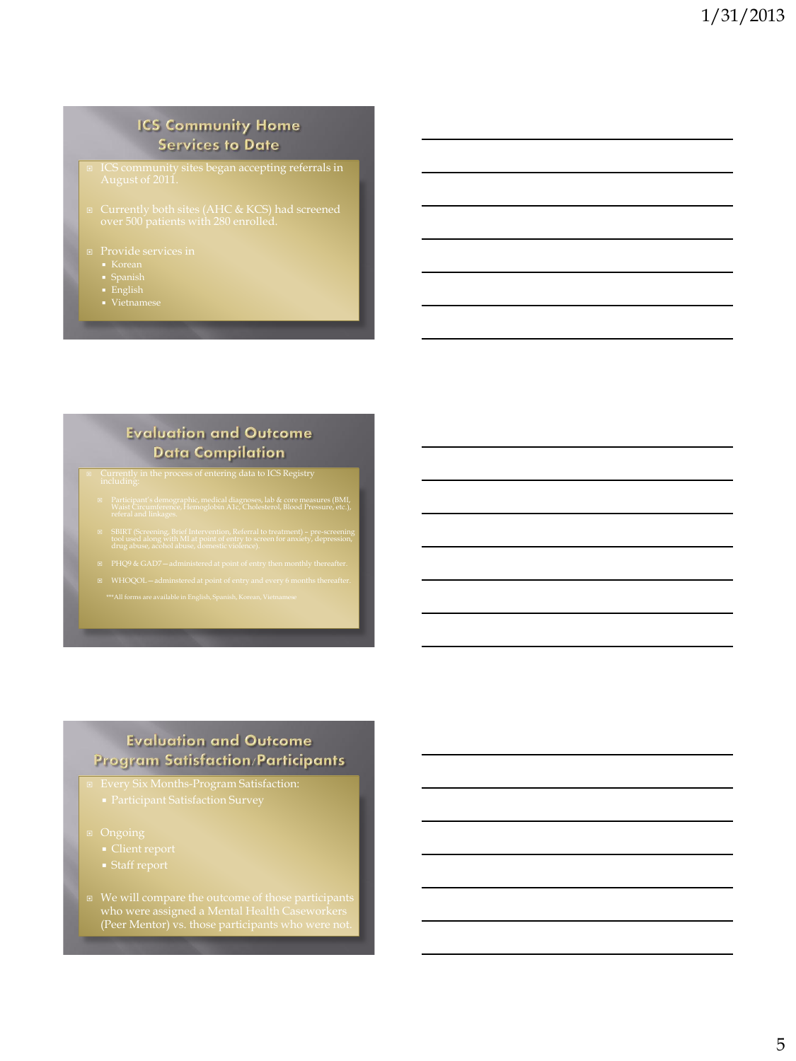## ICS Community Home Services to Date

- ICS community sites began accepting referrals in August of 2011.
- Currently both sites (AHC & KCS) had screened over 500 patients with 280 enrolled.
- Provide services in
  - Korean
  - Spanish
  - English
  - Vietnamese

## Evaluation and Outcome Data Compilation

- Currently in the process of entering data to ICS Registry including:
  - Participant's demographic, medical diagnoses, lab & core measures (BMI, Waist Circumference, Hemoglobin A1c, Cholesterol, Blood Pressure, etc.), referal and linkages.
  - SBIRT (Screening, Brief Intervention, Referral to treatment) – pre-screening tool used along with MI at point of entry to screen for anxiety, depression, drug abuse, alcohol abuse, domestic violence).
  - PHQ9 & GAD7 – administered at point of entry then monthly thereafter.
  - WHOQOL – adminstered at point of entry and every 6 months thereafter.

  ***All forms are available in English, Spanish, Korean, Vietnamese

## Evaluation and Outcome Program Satisfaction/Participants

- Every Six Months-Program Satisfaction:
  - Participant Satisfaction Survey
- Ongoing
  - Client report
  - Staff report
- We will compare the outcome of those participants who were assigned a Mental Health Caseworkers (Peer Mentor) vs. those participants who were not.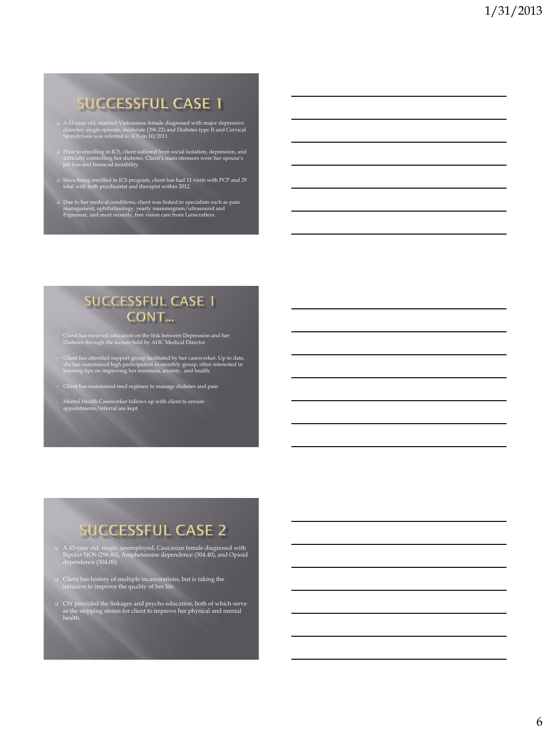## SUCCESSFUL CASE 1

- A 61-year old, married Vietnamese female diagnosed with major depressive disorder, single episode, moderate (296.22) and Diabetes type II and Cervical Spondylosis was referred to ICS on 10/2011.
- Prior to enrolling in ICS, client suffered from social isolation, depression, and difficulty controlling her diabetes. Client's main stressors were her spouse's job loss and financial instability.
- Since being enrolled in ICS program, client has had 11 visits with PCP and 29 total with both psychiatrist and therapist within 2012.
- Due to her medical conditions, client was linked to specialists such as pain management, ophthalmology, yearly mammogram/ultrasound and Papsmear, and most recently, free vision care from Lenscrafters.

## SUCCESSFUL CASE 1 CONT…

- Client has received education on the link between Depression and her Diabetes through the lecture held by AHC Medical Director
- Client has attended support group facilitated by her caseworker. Up to date, she has maintained high participation in monthly group, often interested in learning tips on improving her insomnia, anxiety, and health.
- Client has maintained med regimen to manage diabetes and pain
- Mental Health Caseworker follows up with client to ensure appointments/referral are kept

## SUCCESSFUL CASE 2

- A 43-year old, single, unemployed, Caucasian female diagnosed with Bipolar NOS (296.80), Amphetamine dependence (304.40), and Opioid dependence (304.00)
- Client has history of multiple incarcerations, but is taking the initiative to improve the quality of her life.
- CW provided the linkages and psycho education, both of which serve as the stepping stones for client to improve her physical and mental health.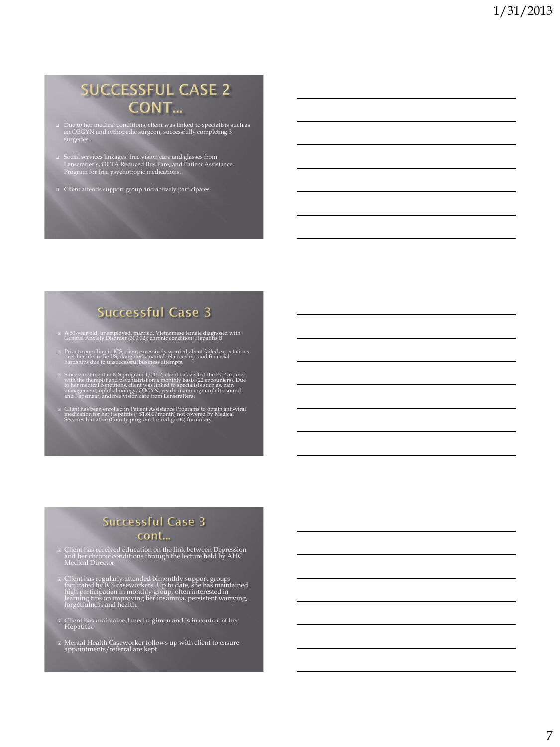## SUCCESSFUL CASE 2 CONT…

- Due to her medical conditions, client was linked to specialists such as an OBGYN and orthopedic surgeon, successfully completing 3 surgeries.
- Social services linkages: free vision care and glasses from Lenscrafter's, OCTA Reduced Bus Fare, and Patient Assistance Program for free psychotropic medications.
- Client attends support group and actively participates.

## Successful Case 3

- A 53-year old, unemployed, married, Vietnamese female diagnosed with General Anxiety Disorder (300.02); chronic condition: Hepatitis B.
- Prior to enrolling in ICS, client excessively worried about failed expectations over her life in the US, daughter's marital relationship, and financial hardships due to unsuccessful business attempts.
- Since enrollment in ICS program 1/2012, client has visited the PCP 5x, met with the therapist and psychiatrist on a monthly basis (22 encounters). Due to her medical conditions, client was linked to specialists such as, pain management, ophthalmology, OBGYN, yearly mammogram/ultrasound and Papsmear, and free vision care from Lenscrafters.
- Client has been enrolled in Patient Assistance Programs to obtain anti-viral medication for her Hepatitis (~$1,600/month) not covered by Medical Services Initiative (County program for indigents) formulary

## Successful Case 3 cont…

- Client has received education on the link between Depression and her chronic conditions through the lecture held by AHC Medical Director
- Client has regularly attended bimonthly support groups facilitated by ICS caseworkers. Up to date, she has maintained high participation in monthly group, often interested in learning tips on improving her insomnia, persistent worrying, forgetfulness and health.
- Client has maintained med regimen and is in control of her Hepatitis.
- Mental Health Caseworker follows up with client to ensure appointments/referral are kept.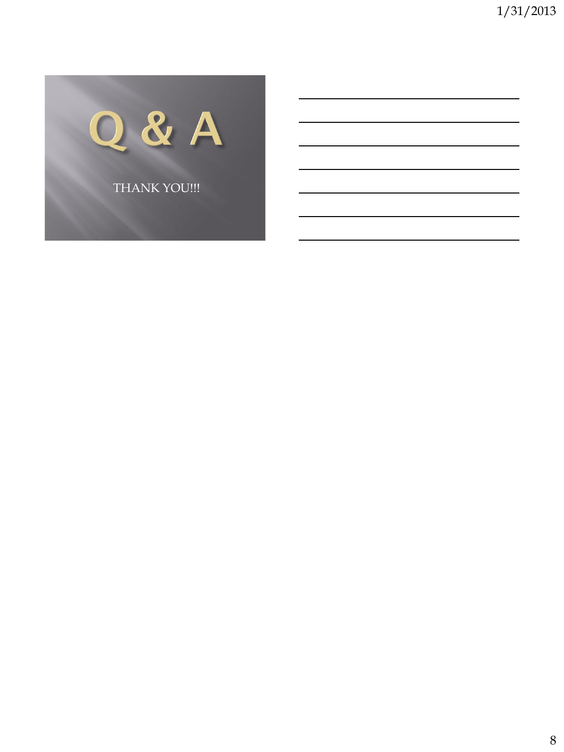# Q & A

THANK YOU!!!